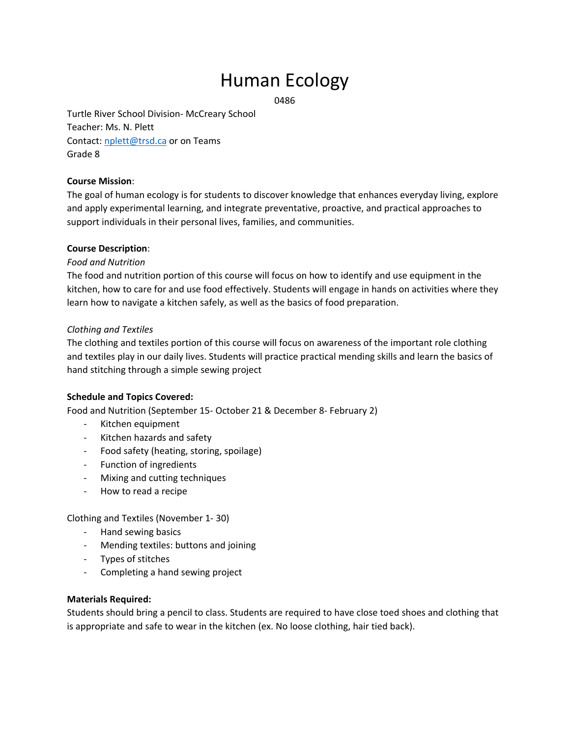# Human Ecology

0486

Turtle River School Division- McCreary School
Teacher: Ms. N. Plett
Contact: [nplett@trsd.ca](mailto:nplett@trsd.ca) or on Teams
Grade 8

**Course Mission**:
The goal of human ecology is for students to discover knowledge that enhances everyday living, explore and apply experimental learning, and integrate preventative, proactive, and practical approaches to support individuals in their personal lives, families, and communities.

**Course Description**:

*Food and Nutrition*

The food and nutrition portion of this course will focus on how to identify and use equipment in the kitchen, how to care for and use food effectively. Students will engage in hands on activities where they learn how to navigate a kitchen safely, as well as the basics of food preparation.

*Clothing and Textiles*

The clothing and textiles portion of this course will focus on awareness of the important role clothing and textiles play in our daily lives. Students will practice practical mending skills and learn the basics of hand stitching through a simple sewing project

**Schedule and Topics Covered:**

Food and Nutrition (September 15- October 21 & December 8- February 2)

- Kitchen equipment
- Kitchen hazards and safety
- Food safety (heating, storing, spoilage)
- Function of ingredients
- Mixing and cutting techniques
- How to read a recipe

Clothing and Textiles (November 1- 30)

- Hand sewing basics
- Mending textiles: buttons and joining
- Types of stitches
- Completing a hand sewing project

**Materials Required:**
Students should bring a pencil to class. Students are required to have close toed shoes and clothing that is appropriate and safe to wear in the kitchen (ex. No loose clothing, hair tied back).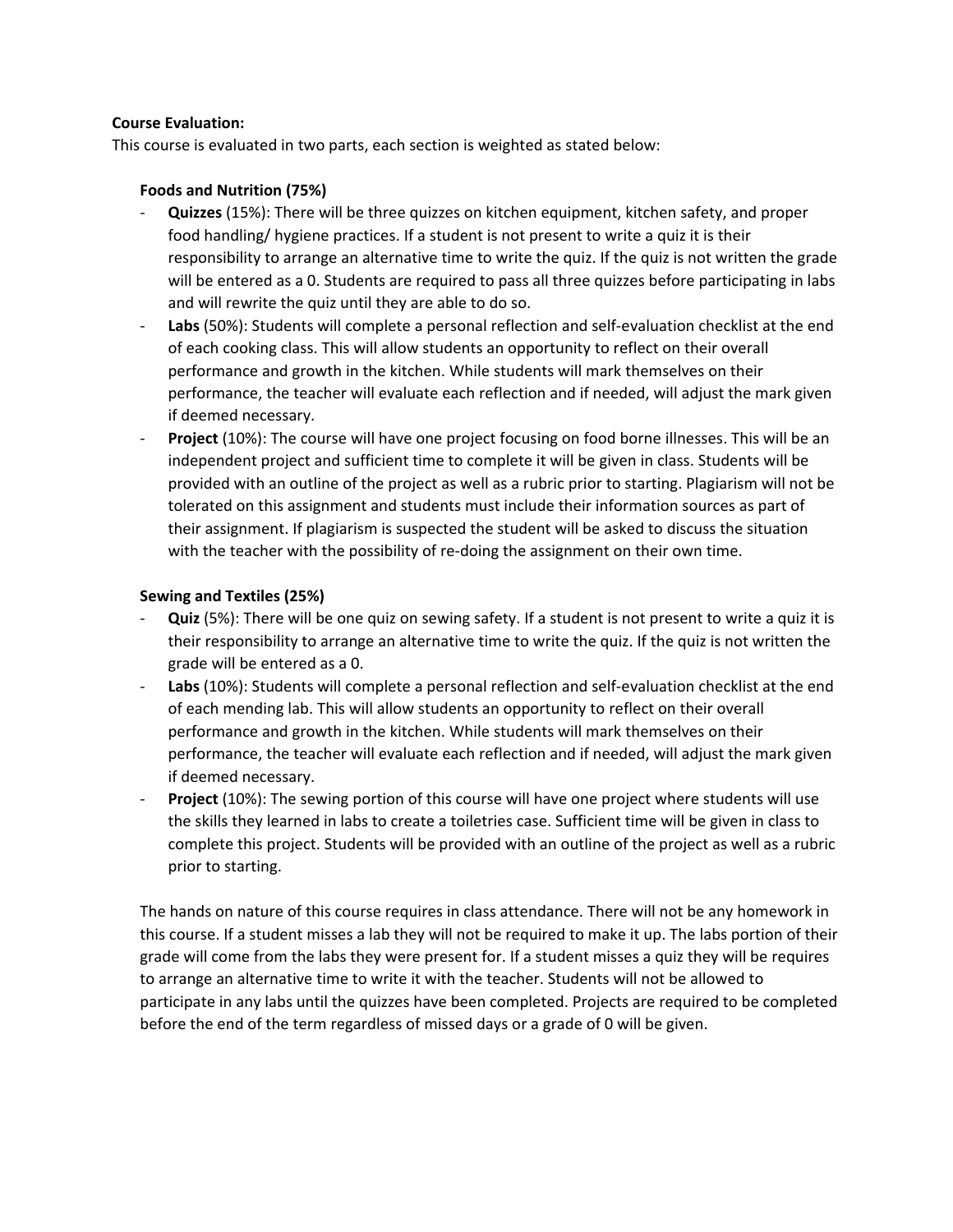**Course Evaluation:**

This course is evaluated in two parts, each section is weighted as stated below:

**Foods and Nutrition (75%)**

- **Quizzes** (15%): There will be three quizzes on kitchen equipment, kitchen safety, and proper food handling/ hygiene practices. If a student is not present to write a quiz it is their responsibility to arrange an alternative time to write the quiz. If the quiz is not written the grade will be entered as a 0. Students are required to pass all three quizzes before participating in labs and will rewrite the quiz until they are able to do so.
- **Labs** (50%): Students will complete a personal reflection and self-evaluation checklist at the end of each cooking class. This will allow students an opportunity to reflect on their overall performance and growth in the kitchen. While students will mark themselves on their performance, the teacher will evaluate each reflection and if needed, will adjust the mark given if deemed necessary.
- **Project** (10%): The course will have one project focusing on food borne illnesses. This will be an independent project and sufficient time to complete it will be given in class. Students will be provided with an outline of the project as well as a rubric prior to starting. Plagiarism will not be tolerated on this assignment and students must include their information sources as part of their assignment. If plagiarism is suspected the student will be asked to discuss the situation with the teacher with the possibility of re-doing the assignment on their own time.

**Sewing and Textiles (25%)**

- **Quiz** (5%): There will be one quiz on sewing safety. If a student is not present to write a quiz it is their responsibility to arrange an alternative time to write the quiz. If the quiz is not written the grade will be entered as a 0.
- **Labs** (10%): Students will complete a personal reflection and self-evaluation checklist at the end of each mending lab. This will allow students an opportunity to reflect on their overall performance and growth in the kitchen. While students will mark themselves on their performance, the teacher will evaluate each reflection and if needed, will adjust the mark given if deemed necessary.
- **Project** (10%): The sewing portion of this course will have one project where students will use the skills they learned in labs to create a toiletries case. Sufficient time will be given in class to complete this project. Students will be provided with an outline of the project as well as a rubric prior to starting.

The hands on nature of this course requires in class attendance. There will not be any homework in this course. If a student misses a lab they will not be required to make it up. The labs portion of their grade will come from the labs they were present for. If a student misses a quiz they will be requires to arrange an alternative time to write it with the teacher. Students will not be allowed to participate in any labs until the quizzes have been completed. Projects are required to be completed before the end of the term regardless of missed days or a grade of 0 will be given.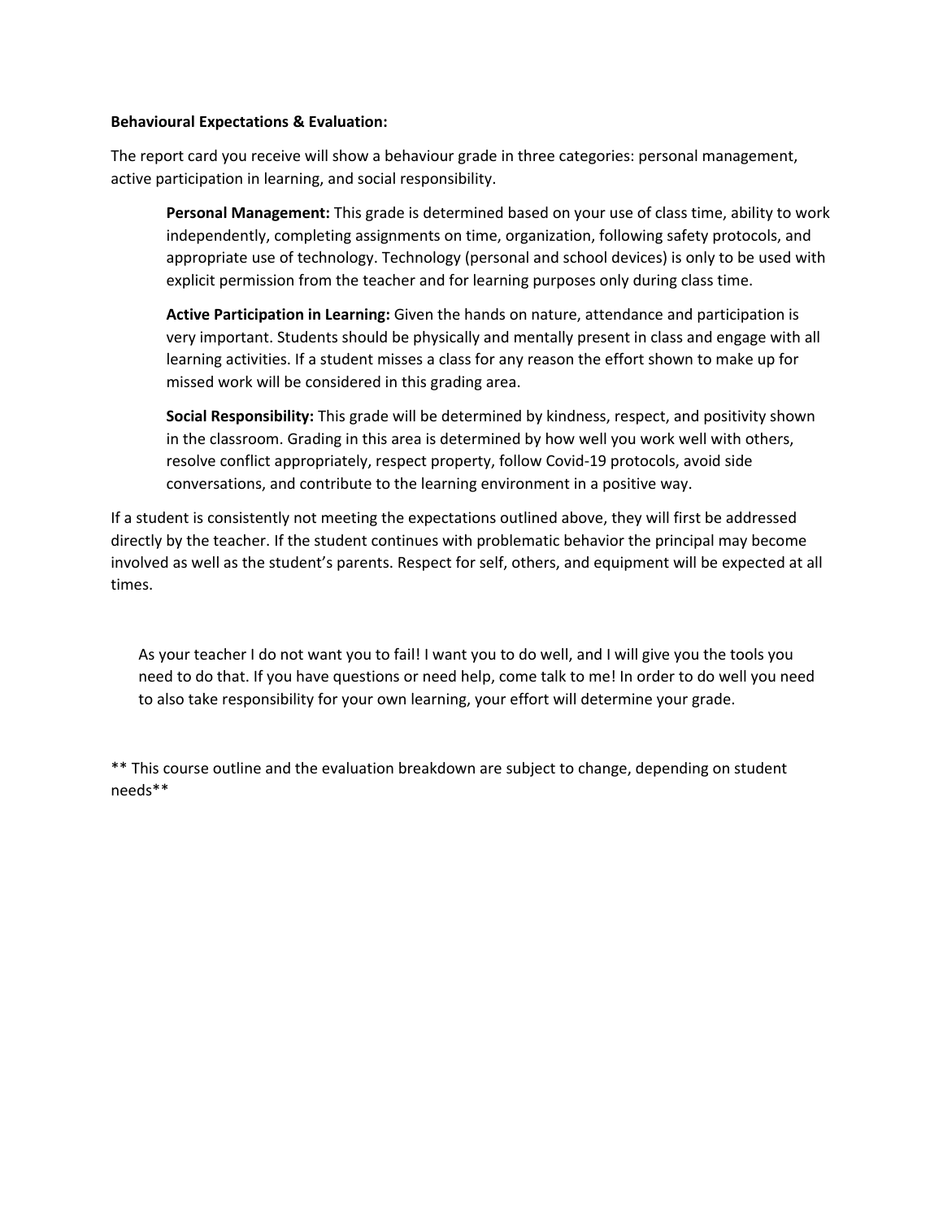**Behavioural Expectations & Evaluation:**

The report card you receive will show a behaviour grade in three categories: personal management, active participation in learning, and social responsibility.

> **Personal Management:** This grade is determined based on your use of class time, ability to work independently, completing assignments on time, organization, following safety protocols, and appropriate use of technology. Technology (personal and school devices) is only to be used with explicit permission from the teacher and for learning purposes only during class time.
>
> **Active Participation in Learning:** Given the hands on nature, attendance and participation is very important. Students should be physically and mentally present in class and engage with all learning activities. If a student misses a class for any reason the effort shown to make up for missed work will be considered in this grading area.
>
> **Social Responsibility:** This grade will be determined by kindness, respect, and positivity shown in the classroom. Grading in this area is determined by how well you work well with others, resolve conflict appropriately, respect property, follow Covid-19 protocols, avoid side conversations, and contribute to the learning environment in a positive way.

If a student is consistently not meeting the expectations outlined above, they will first be addressed directly by the teacher. If the student continues with problematic behavior the principal may become involved as well as the student's parents. Respect for self, others, and equipment will be expected at all times.

> As your teacher I do not want you to fail! I want you to do well, and I will give you the tools you need to do that. If you have questions or need help, come talk to me! In order to do well you need to also take responsibility for your own learning, your effort will determine your grade.

** This course outline and the evaluation breakdown are subject to change, depending on student needs**